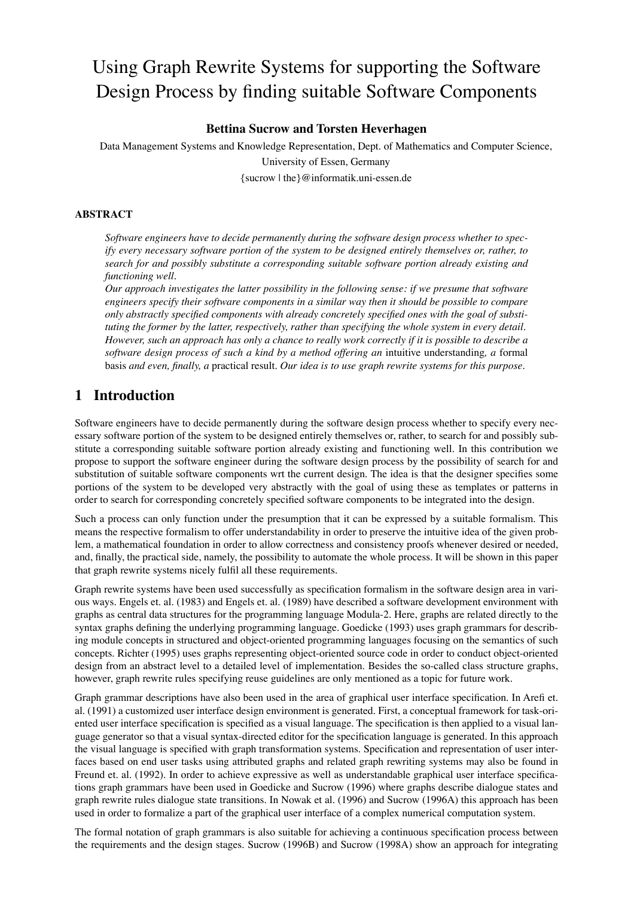# Using Graph Rewrite Systems for supporting the Software Design Process by finding suitable Software Components

**Bettina Sucrow and Torsten Heverhagen**

Data Management Systems and Knowledge Representation, Dept. of Mathematics and Computer Science,
University of Essen, Germany
{sucrow | the}@informatik.uni-essen.de

### ABSTRACT

*Software engineers have to decide permanently during the software design process whether to specify every necessary software portion of the system to be designed entirely themselves or, rather, to search for and possibly substitute a corresponding suitable software portion already existing and functioning well.*

*Our approach investigates the latter possibility in the following sense: if we presume that software engineers specify their software components in a similar way then it should be possible to compare only abstractly specified components with already concretely specified ones with the goal of substituting the former by the latter, respectively, rather than specifying the whole system in every detail. However, such an approach has only a chance to really work correctly if it is possible to describe a software design process of such a kind by a method offering an* intuitive understanding*, a* formal basis *and even, finally, a* practical result*. Our idea is to use graph rewrite systems for this purpose.*

## 1 Introduction

Software engineers have to decide permanently during the software design process whether to specify every necessary software portion of the system to be designed entirely themselves or, rather, to search for and possibly substitute a corresponding suitable software portion already existing and functioning well. In this contribution we propose to support the software engineer during the software design process by the possibility of search for and substitution of suitable software components wrt the current design. The idea is that the designer specifies some portions of the system to be developed very abstractly with the goal of using these as templates or patterns in order to search for corresponding concretely specified software components to be integrated into the design.

Such a process can only function under the presumption that it can be expressed by a suitable formalism. This means the respective formalism to offer understandability in order to preserve the intuitive idea of the given problem, a mathematical foundation in order to allow correctness and consistency proofs whenever desired or needed, and, finally, the practical side, namely, the possibility to automate the whole process. It will be shown in this paper that graph rewrite systems nicely fulfil all these requirements.

Graph rewrite systems have been used successfully as specification formalism in the software design area in various ways. Engels et. al. (1983) and Engels et. al. (1989) have described a software development environment with graphs as central data structures for the programming language Modula-2. Here, graphs are related directly to the syntax graphs defining the underlying programming language. Goedicke (1993) uses graph grammars for describing module concepts in structured and object-oriented programming languages focusing on the semantics of such concepts. Richter (1995) uses graphs representing object-oriented source code in order to conduct object-oriented design from an abstract level to a detailed level of implementation. Besides the so-called class structure graphs, however, graph rewrite rules specifying reuse guidelines are only mentioned as a topic for future work.

Graph grammar descriptions have also been used in the area of graphical user interface specification. In Arefi et. al. (1991) a customized user interface design environment is generated. First, a conceptual framework for task-oriented user interface specification is specified as a visual language. The specification is then applied to a visual language generator so that a visual syntax-directed editor for the specification language is generated. In this approach the visual language is specified with graph transformation systems. Specification and representation of user interfaces based on end user tasks using attributed graphs and related graph rewriting systems may also be found in Freund et. al. (1992). In order to achieve expressive as well as understandable graphical user interface specifications graph grammars have been used in Goedicke and Sucrow (1996) where graphs describe dialogue states and graph rewrite rules dialogue state transitions. In Nowak et al. (1996) and Sucrow (1996A) this approach has been used in order to formalize a part of the graphical user interface of a complex numerical computation system.

The formal notation of graph grammars is also suitable for achieving a continuous specification process between the requirements and the design stages. Sucrow (1996B) and Sucrow (1998A) show an approach for integrating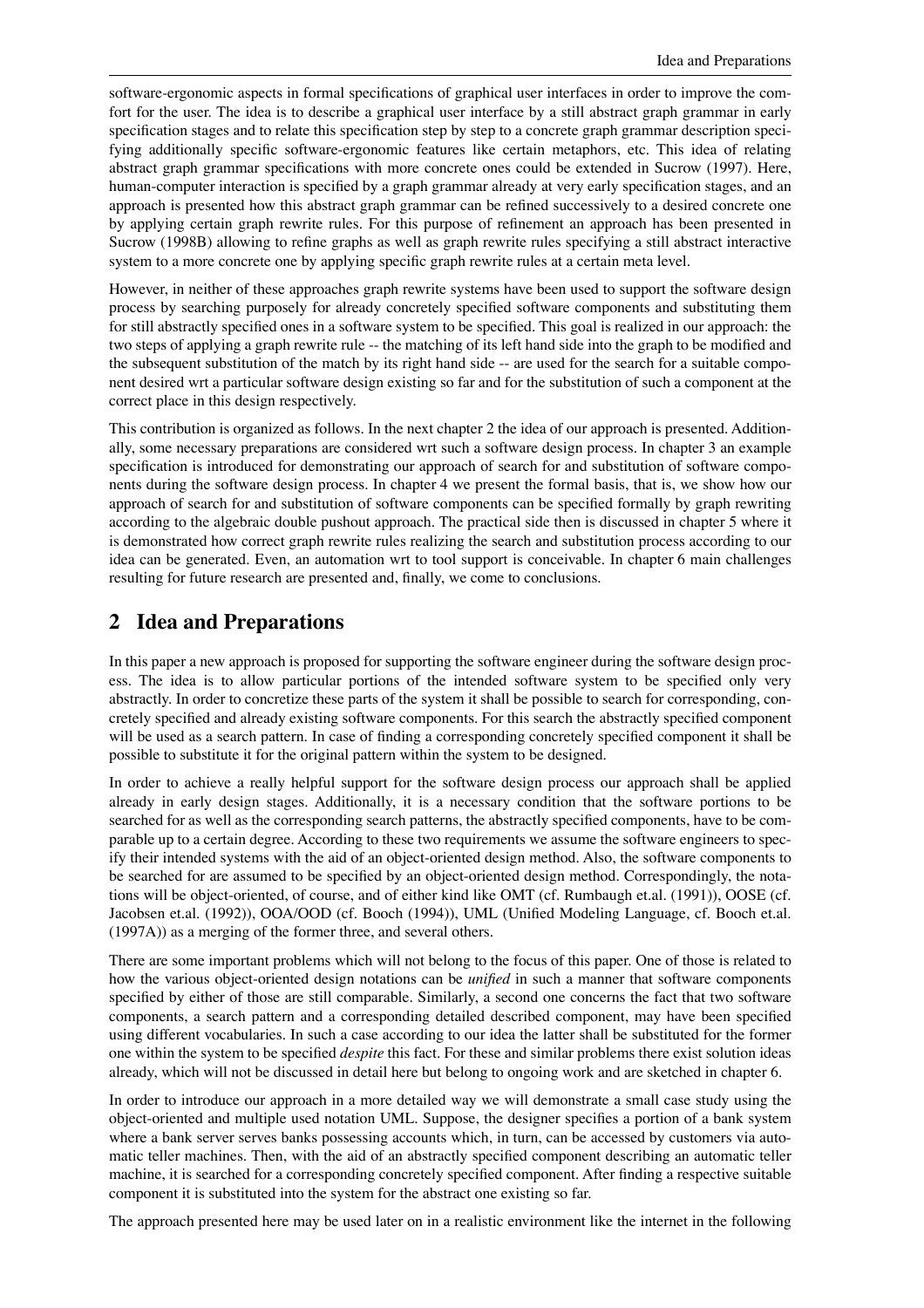software-ergonomic aspects in formal specifications of graphical user interfaces in order to improve the comfort for the user. The idea is to describe a graphical user interface by a still abstract graph grammar in early specification stages and to relate this specification step by step to a concrete graph grammar description specifying additionally specific software-ergonomic features like certain metaphors, etc. This idea of relating abstract graph grammar specifications with more concrete ones could be extended in Sucrow (1997). Here, human-computer interaction is specified by a graph grammar already at very early specification stages, and an approach is presented how this abstract graph grammar can be refined successively to a desired concrete one by applying certain graph rewrite rules. For this purpose of refinement an approach has been presented in Sucrow (1998B) allowing to refine graphs as well as graph rewrite rules specifying a still abstract interactive system to a more concrete one by applying specific graph rewrite rules at a certain meta level.

However, in neither of these approaches graph rewrite systems have been used to support the software design process by searching purposely for already concretely specified software components and substituting them for still abstractly specified ones in a software system to be specified. This goal is realized in our approach: the two steps of applying a graph rewrite rule -- the matching of its left hand side into the graph to be modified and the subsequent substitution of the match by its right hand side -- are used for the search for a suitable component desired wrt a particular software design existing so far and for the substitution of such a component at the correct place in this design respectively.

This contribution is organized as follows. In the next chapter 2 the idea of our approach is presented. Additionally, some necessary preparations are considered wrt such a software design process. In chapter 3 an example specification is introduced for demonstrating our approach of search for and substitution of software components during the software design process. In chapter 4 we present the formal basis, that is, we show how our approach of search for and substitution of software components can be specified formally by graph rewriting according to the algebraic double pushout approach. The practical side then is discussed in chapter 5 where it is demonstrated how correct graph rewrite rules realizing the search and substitution process according to our idea can be generated. Even, an automation wrt to tool support is conceivable. In chapter 6 main challenges resulting for future research are presented and, finally, we come to conclusions.

## 2 Idea and Preparations

In this paper a new approach is proposed for supporting the software engineer during the software design process. The idea is to allow particular portions of the intended software system to be specified only very abstractly. In order to concretize these parts of the system it shall be possible to search for corresponding, concretely specified and already existing software components. For this search the abstractly specified component will be used as a search pattern. In case of finding a corresponding concretely specified component it shall be possible to substitute it for the original pattern within the system to be designed.

In order to achieve a really helpful support for the software design process our approach shall be applied already in early design stages. Additionally, it is a necessary condition that the software portions to be searched for as well as the corresponding search patterns, the abstractly specified components, have to be comparable up to a certain degree. According to these two requirements we assume the software engineers to specify their intended systems with the aid of an object-oriented design method. Also, the software components to be searched for are assumed to be specified by an object-oriented design method. Correspondingly, the notations will be object-oriented, of course, and of either kind like OMT (cf. Rumbaugh et.al. (1991)), OOSE (cf. Jacobsen et.al. (1992)), OOA/OOD (cf. Booch (1994)), UML (Unified Modeling Language, cf. Booch et.al. (1997A)) as a merging of the former three, and several others.

There are some important problems which will not belong to the focus of this paper. One of those is related to how the various object-oriented design notations can be *unified* in such a manner that software components specified by either of those are still comparable. Similarly, a second one concerns the fact that two software components, a search pattern and a corresponding detailed described component, may have been specified using different vocabularies. In such a case according to our idea the latter shall be substituted for the former one within the system to be specified *despite* this fact. For these and similar problems there exist solution ideas already, which will not be discussed in detail here but belong to ongoing work and are sketched in chapter 6.

In order to introduce our approach in a more detailed way we will demonstrate a small case study using the object-oriented and multiple used notation UML. Suppose, the designer specifies a portion of a bank system where a bank server serves banks possessing accounts which, in turn, can be accessed by customers via automatic teller machines. Then, with the aid of an abstractly specified component describing an automatic teller machine, it is searched for a corresponding concretely specified component. After finding a respective suitable component it is substituted into the system for the abstract one existing so far.

The approach presented here may be used later on in a realistic environment like the internet in the following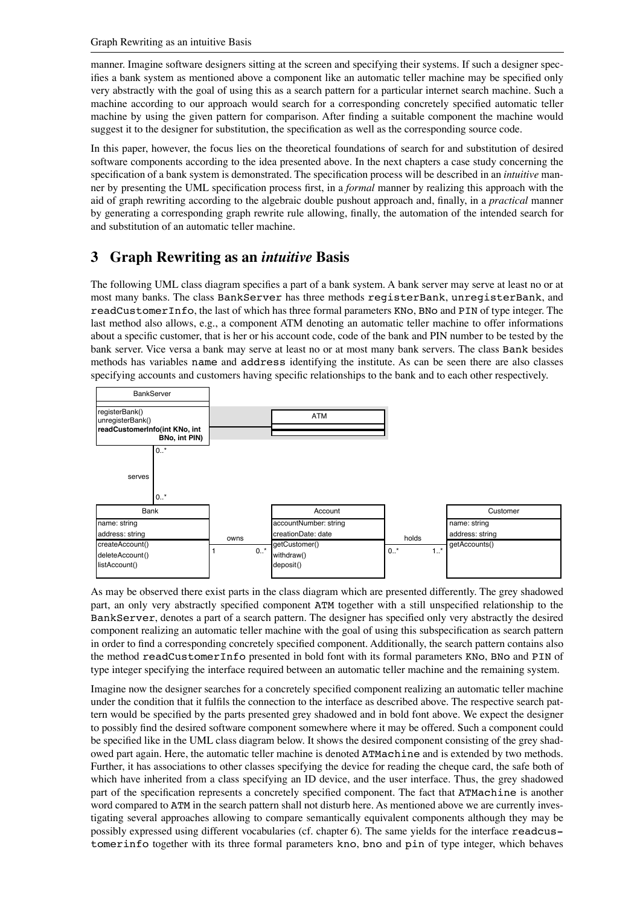manner. Imagine software designers sitting at the screen and specifying their systems. If such a designer specifies a bank system as mentioned above a component like an automatic teller machine may be specified only very abstractly with the goal of using this as a search pattern for a particular internet search machine. Such a machine according to our approach would search for a corresponding concretely specified automatic teller machine by using the given pattern for comparison. After finding a suitable component the machine would suggest it to the designer for substitution, the specification as well as the corresponding source code.

In this paper, however, the focus lies on the theoretical foundations of search for and substitution of desired software components according to the idea presented above. In the next chapters a case study concerning the specification of a bank system is demonstrated. The specification process will be described in an *intuitive* manner by presenting the UML specification process first, in a *formal* manner by realizing this approach with the aid of graph rewriting according to the algebraic double pushout approach and, finally, in a *practical* manner by generating a corresponding graph rewrite rule allowing, finally, the automation of the intended search for and substitution of an automatic teller machine.

## 3 Graph Rewriting as an *intuitive* Basis

The following UML class diagram specifies a part of a bank system. A bank server may serve at least no or at most many banks. The class `BankServer` has three methods `registerBank`, `unregisterBank`, and `readCustomerInfo`, the last of which has three formal parameters `KNo`, `BNo` and `PIN` of type integer. The last method also allows, e.g., a component ATM denoting an automatic teller machine to offer informations about a specific customer, that is her or his account code, code of the bank and PIN number to be tested by the bank server. Vice versa a bank may serve at least no or at most many bank servers. The class `Bank` besides methods has variables `name` and `address` identifying the institute. As can be seen there are also classes specifying accounts and customers having specific relationships to the bank and to each other respectively.

As may be observed there exist parts in the class diagram which are presented differently. The grey shadowed part, an only very abstractly specified component `ATM` together with a still unspecified relationship to the `BankServer`, denotes a part of a search pattern. The designer has specified only very abstractly the desired component realizing an automatic teller machine with the goal of using this subspecification as search pattern in order to find a corresponding concretely specified component. Additionally, the search pattern contains also the method `readCustomerInfo` presented in bold font with its formal parameters `KNo`, `BNo` and `PIN` of type integer specifying the interface required between an automatic teller machine and the remaining system.

Imagine now the designer searches for a concretely specified component realizing an automatic teller machine under the condition that it fulfils the connection to the interface as described above. The respective search pattern would be specified by the parts presented grey shadowed and in bold font above. We expect the designer to possibly find the desired software component somewhere where it may be offered. Such a component could be specified like in the UML class diagram below. It shows the desired component consisting of the grey shadowed part again. Here, the automatic teller machine is denoted `ATMachine` and is extended by two methods. Further, it has associations to other classes specifying the device for reading the cheque card, the safe both of which have inherited from a class specifying an ID device, and the user interface. Thus, the grey shadowed part of the specification represents a concretely specified component. The fact that `ATMachine` is another word compared to `ATM` in the search pattern shall not disturb here. As mentioned above we are currently investigating several approaches allowing to compare semantically equivalent components although they may be possibly expressed using different vocabularies (cf. chapter 6). The same yields for the interface `readcustomerinfo` together with its three formal parameters `kno`, `bno` and `pin` of type integer, which behaves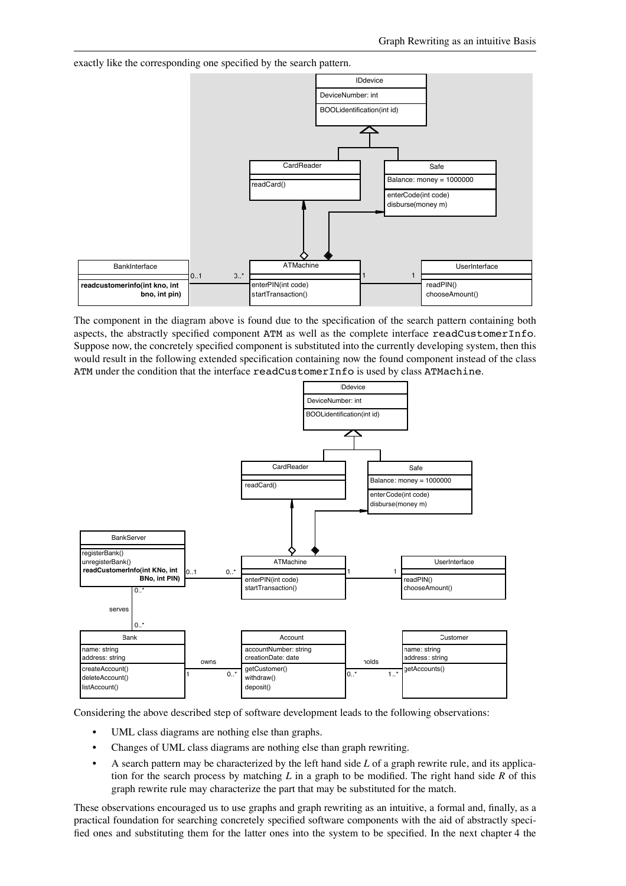exactly like the corresponding one specified by the search pattern.

The component in the diagram above is found due to the specification of the search pattern containing both aspects, the abstractly specified component `ATM` as well as the complete interface `readCustomerInfo`. Suppose now, the concretely specified component is substituted into the currently developing system, then this would result in the following extended specification containing now the found component instead of the class `ATM` under the condition that the interface `readCustomerInfo` is used by class `ATMachine`.

Considering the above described step of software development leads to the following observations:

- UML class diagrams are nothing else than graphs.
- Changes of UML class diagrams are nothing else than graph rewriting.
- A search pattern may be characterized by the left hand side $L$ of a graph rewrite rule, and its application for the search process by matching $L$ in a graph to be modified. The right hand side $R$ of this graph rewrite rule may characterize the part that may be substituted for the match.

These observations encouraged us to use graphs and graph rewriting as an intuitive, a formal and, finally, as a practical foundation for searching concretely specified software components with the aid of abstractly specified ones and substituting them for the latter ones into the system to be specified. In the next chapter 4 the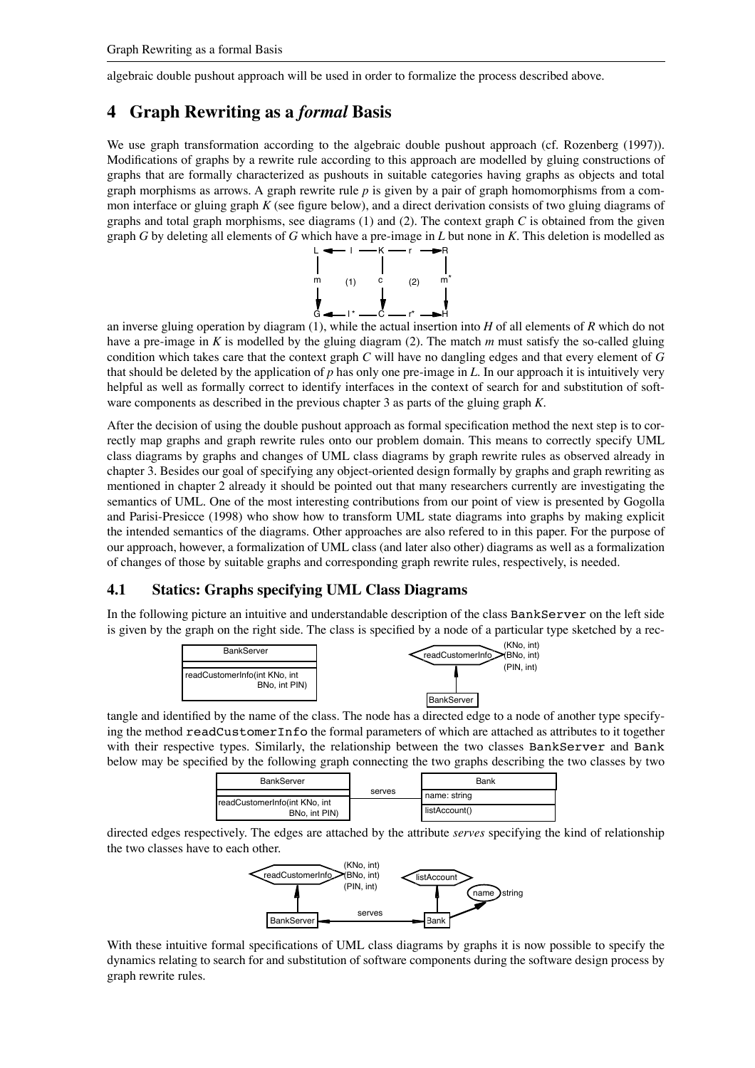algebraic double pushout approach will be used in order to formalize the process described above.

## 4 Graph Rewriting as a *formal* Basis

We use graph transformation according to the algebraic double pushout approach (cf. Rozenberg (1997)). Modifications of graphs by a rewrite rule according to this approach are modelled by gluing constructions of graphs that are formally characterized as pushouts in suitable categories having graphs as objects and total graph morphisms as arrows. A graph rewrite rule $p$ is given by a pair of graph homomorphisms from a common interface or gluing graph $K$ (see figure below), and a direct derivation consists of two gluing diagrams of graphs and total graph morphisms, see diagrams (1) and (2). The context graph $C$ is obtained from the given graph $G$ by deleting all elements of $G$ which have a pre-image in $L$ but none in $K$. This deletion is modelled as an inverse gluing operation by diagram (1), while the actual insertion into $H$ of all elements of $R$ which do not have a pre-image in $K$ is modelled by the gluing diagram (2). The match $m$ must satisfy the so-called gluing condition which takes care that the context graph $C$ will have no dangling edges and that every element of $G$ that should be deleted by the application of $p$ has only one pre-image in $L$. In our approach it is intuitively very helpful as well as formally correct to identify interfaces in the context of search for and substitution of software components as described in the previous chapter 3 as parts of the gluing graph $K$.

After the decision of using the double pushout approach as formal specification method the next step is to correctly map graphs and graph rewrite rules onto our problem domain. This means to correctly specify UML class diagrams by graphs and changes of UML class diagrams by graph rewrite rules as observed already in chapter 3. Besides our goal of specifying any object-oriented design formally by graphs and graph rewriting as mentioned in chapter 2 already it should be pointed out that many researchers currently are investigating the semantics of UML. One of the most interesting contributions from our point of view is presented by Gogolla and Parisi-Presicce (1998) who show how to transform UML state diagrams into graphs by making explicit the intended semantics of the diagrams. Other approaches are also refered to in this paper. For the purpose of our approach, however, a formalization of UML class (and later also other) diagrams as well as a formalization of changes of those by suitable graphs and corresponding graph rewrite rules, respectively, is needed.

### 4.1 Statics: Graphs specifying UML Class Diagrams

In the following picture an intuitive and understandable description of the class `BankServer` on the left side is given by the graph on the right side. The class is specified by a node of a particular type sketched by a rectangle and identified by the name of the class. The node has a directed edge to a node of another type specifying the method `readCustomerInfo` the formal parameters of which are attached as attributes to it together with their respective types. Similarly, the relationship between the two classes `BankServer` and `Bank` below may be specified by the following graph connecting the two graphs describing the two classes by two directed edges respectively. The edges are attached by the attribute *serves* specifying the kind of relationship the two classes have to each other.

With these intuitive formal specifications of UML class diagrams by graphs it is now possible to specify the dynamics relating to search for and substitution of software components during the software design process by graph rewrite rules.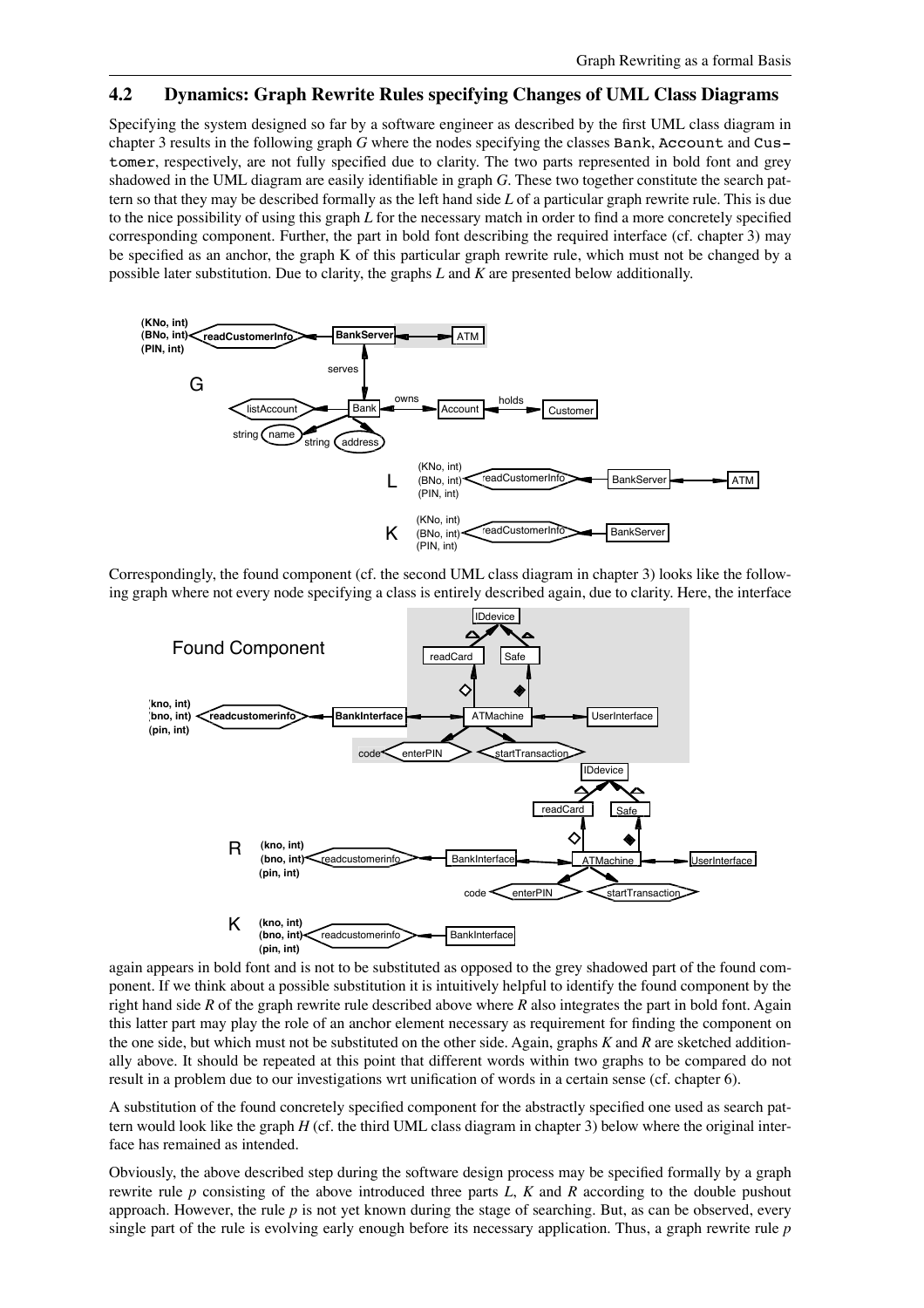## 4.2 Dynamics: Graph Rewrite Rules specifying Changes of UML Class Diagrams

Specifying the system designed so far by a software engineer as described by the first UML class diagram in chapter 3 results in the following graph *G* where the nodes specifying the classes Bank, Account and Customer, respectively, are not fully specified due to clarity. The two parts represented in bold font and grey shadowed in the UML diagram are easily identifiable in graph *G*. These two together constitute the search pattern so that they may be described formally as the left hand side *L* of a particular graph rewrite rule. This is due to the nice possibility of using this graph *L* for the necessary match in order to find a more concretely specified corresponding component. Further, the part in bold font describing the required interface (cf. chapter 3) may be specified as an anchor, the graph K of this particular graph rewrite rule, which must not be changed by a possible later substitution. Due to clarity, the graphs *L* and *K* are presented below additionally.

Correspondingly, the found component (cf. the second UML class diagram in chapter 3) looks like the following graph where not every node specifying a class is entirely described again, due to clarity. Here, the interface again appears in bold font and is not to be substituted as opposed to the grey shadowed part of the found component. If we think about a possible substitution it is intuitively helpful to identify the found component by the right hand side *R* of the graph rewrite rule described above where *R* also integrates the part in bold font. Again this latter part may play the role of an anchor element necessary as requirement for finding the component on the one side, but which must not be substituted on the other side. Again, graphs *K* and *R* are sketched additionally above. It should be repeated at this point that different words within two graphs to be compared do not result in a problem due to our investigations wrt unification of words in a certain sense (cf. chapter 6).

A substitution of the found concretely specified component for the abstractly specified one used as search pattern would look like the graph *H* (cf. the third UML class diagram in chapter 3) below where the original interface has remained as intended.

Obviously, the above described step during the software design process may be specified formally by a graph rewrite rule *p* consisting of the above introduced three parts *L*, *K* and *R* according to the double pushout approach. However, the rule *p* is not yet known during the stage of searching. But, as can be observed, every single part of the rule is evolving early enough before its necessary application. Thus, a graph rewrite rule *p*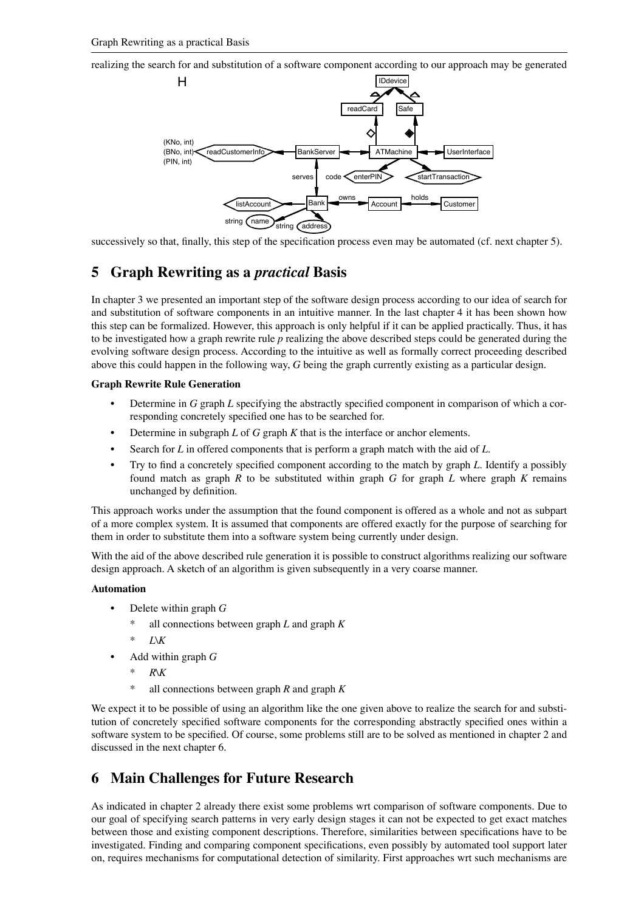realizing the search for and substitution of a software component according to our approach may be generated

successively so that, finally, this step of the specification process even may be automated (cf. next chapter 5).

## 5 Graph Rewriting as a *practical* Basis

In chapter 3 we presented an important step of the software design process according to our idea of search for and substitution of software components in an intuitive manner. In the last chapter 4 it has been shown how this step can be formalized. However, this approach is only helpful if it can be applied practically. Thus, it has to be investigated how a graph rewrite rule *p* realizing the above described steps could be generated during the evolving software design process. According to the intuitive as well as formally correct proceeding described above this could happen in the following way, *G* being the graph currently existing as a particular design.

**Graph Rewrite Rule Generation**

- Determine in *G* graph *L* specifying the abstractly specified component in comparison of which a corresponding concretely specified one has to be searched for.
- Determine in subgraph *L* of *G* graph *K* that is the interface or anchor elements.
- Search for *L* in offered components that is perform a graph match with the aid of *L*.
- Try to find a concretely specified component according to the match by graph *L*. Identify a possibly found match as graph *R* to be substituted within graph *G* for graph *L* where graph *K* remains unchanged by definition.

This approach works under the assumption that the found component is offered as a whole and not as subpart of a more complex system. It is assumed that components are offered exactly for the purpose of searching for them in order to substitute them into a software system being currently under design.

With the aid of the above described rule generation it is possible to construct algorithms realizing our software design approach. A sketch of an algorithm is given subsequently in a very coarse manner.

**Automation**

- Delete within graph *G*
  - all connections between graph *L* and graph *K*
  - $L \backslash K$
- Add within graph *G*
  - $R \backslash K$
  - all connections between graph *R* and graph *K*

We expect it to be possible of using an algorithm like the one given above to realize the search for and substitution of concretely specified software components for the corresponding abstractly specified ones within a software system to be specified. Of course, some problems still are to be solved as mentioned in chapter 2 and discussed in the next chapter 6.

## 6 Main Challenges for Future Research

As indicated in chapter 2 already there exist some problems wrt comparison of software components. Due to our goal of specifying search patterns in very early design stages it can not be expected to get exact matches between those and existing component descriptions. Therefore, similarities between specifications have to be investigated. Finding and comparing component specifications, even possibly by automated tool support later on, requires mechanisms for computational detection of similarity. First approaches wrt such mechanisms are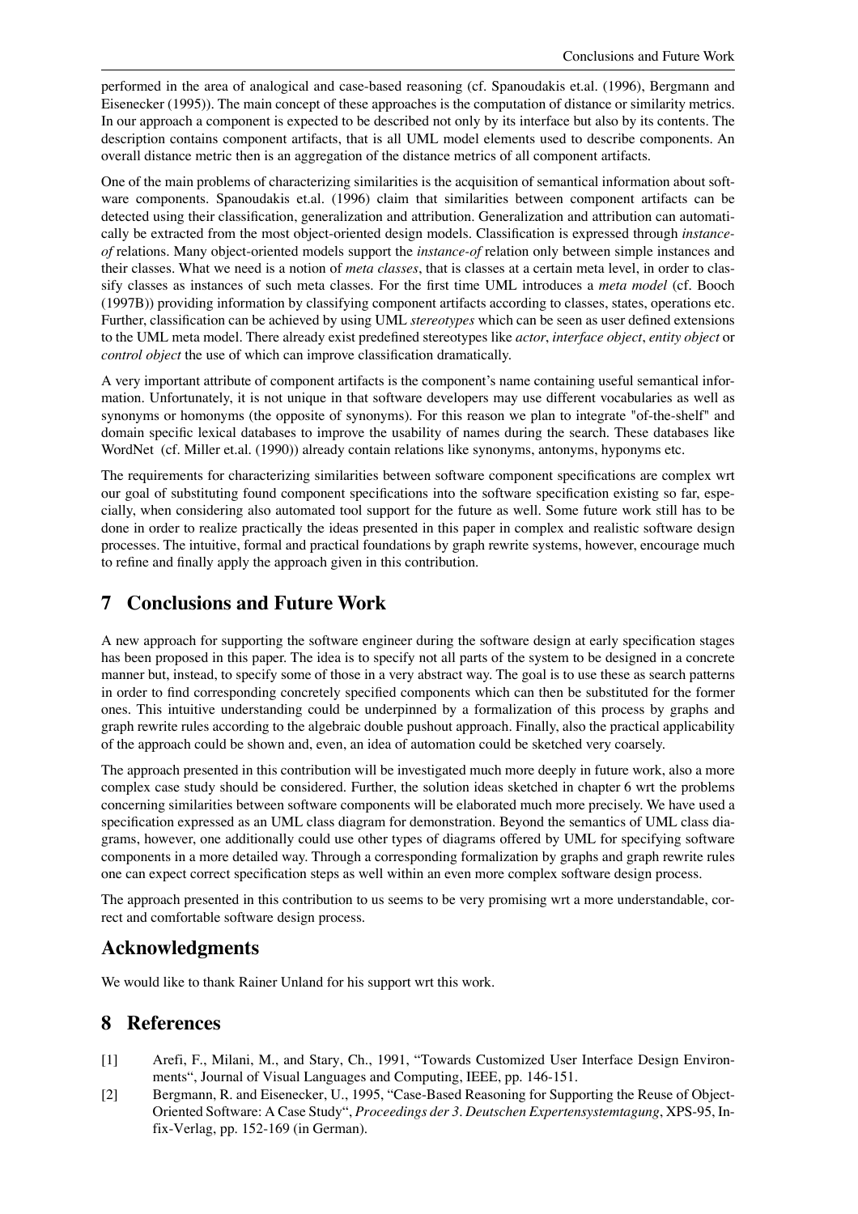performed in the area of analogical and case-based reasoning (cf. Spanoudakis et.al. (1996), Bergmann and Eisenecker (1995)). The main concept of these approaches is the computation of distance or similarity metrics. In our approach a component is expected to be described not only by its interface but also by its contents. The description contains component artifacts, that is all UML model elements used to describe components. An overall distance metric then is an aggregation of the distance metrics of all component artifacts.

One of the main problems of characterizing similarities is the acquisition of semantical information about software components. Spanoudakis et.al. (1996) claim that similarities between component artifacts can be detected using their classification, generalization and attribution. Generalization and attribution can automatically be extracted from the most object-oriented design models. Classification is expressed through *instance-of* relations. Many object-oriented models support the *instance-of* relation only between simple instances and their classes. What we need is a notion of *meta classes*, that is classes at a certain meta level, in order to classify classes as instances of such meta classes. For the first time UML introduces a *meta model* (cf. Booch (1997B)) providing information by classifying component artifacts according to classes, states, operations etc. Further, classification can be achieved by using UML *stereotypes* which can be seen as user defined extensions to the UML meta model. There already exist predefined stereotypes like *actor*, *interface object*, *entity object* or *control object* the use of which can improve classification dramatically.

A very important attribute of component artifacts is the component's name containing useful semantical information. Unfortunately, it is not unique in that software developers may use different vocabularies as well as synonyms or homonyms (the opposite of synonyms). For this reason we plan to integrate "of-the-shelf" and domain specific lexical databases to improve the usability of names during the search. These databases like WordNet (cf. Miller et.al. (1990)) already contain relations like synonyms, antonyms, hyponyms etc.

The requirements for characterizing similarities between software component specifications are complex wrt our goal of substituting found component specifications into the software specification existing so far, especially, when considering also automated tool support for the future as well. Some future work still has to be done in order to realize practically the ideas presented in this paper in complex and realistic software design processes. The intuitive, formal and practical foundations by graph rewrite systems, however, encourage much to refine and finally apply the approach given in this contribution.

# 7 Conclusions and Future Work

A new approach for supporting the software engineer during the software design at early specification stages has been proposed in this paper. The idea is to specify not all parts of the system to be designed in a concrete manner but, instead, to specify some of those in a very abstract way. The goal is to use these as search patterns in order to find corresponding concretely specified components which can then be substituted for the former ones. This intuitive understanding could be underpinned by a formalization of this process by graphs and graph rewrite rules according to the algebraic double pushout approach. Finally, also the practical applicability of the approach could be shown and, even, an idea of automation could be sketched very coarsely.

The approach presented in this contribution will be investigated much more deeply in future work, also a more complex case study should be considered. Further, the solution ideas sketched in chapter 6 wrt the problems concerning similarities between software components will be elaborated much more precisely. We have used a specification expressed as an UML class diagram for demonstration. Beyond the semantics of UML class diagrams, however, one additionally could use other types of diagrams offered by UML for specifying software components in a more detailed way. Through a corresponding formalization by graphs and graph rewrite rules one can expect correct specification steps as well within an even more complex software design process.

The approach presented in this contribution to us seems to be very promising wrt a more understandable, correct and comfortable software design process.

# Acknowledgments

We would like to thank Rainer Unland for his support wrt this work.

# 8 References

[1] Arefi, F., Milani, M., and Stary, Ch., 1991, "Towards Customized User Interface Design Environments", Journal of Visual Languages and Computing, IEEE, pp. 146-151.

[2] Bergmann, R. and Eisenecker, U., 1995, "Case-Based Reasoning for Supporting the Reuse of Object-Oriented Software: A Case Study", *Proceedings der 3. Deutschen Expertensystemtagung*, XPS-95, Infix-Verlag, pp. 152-169 (in German).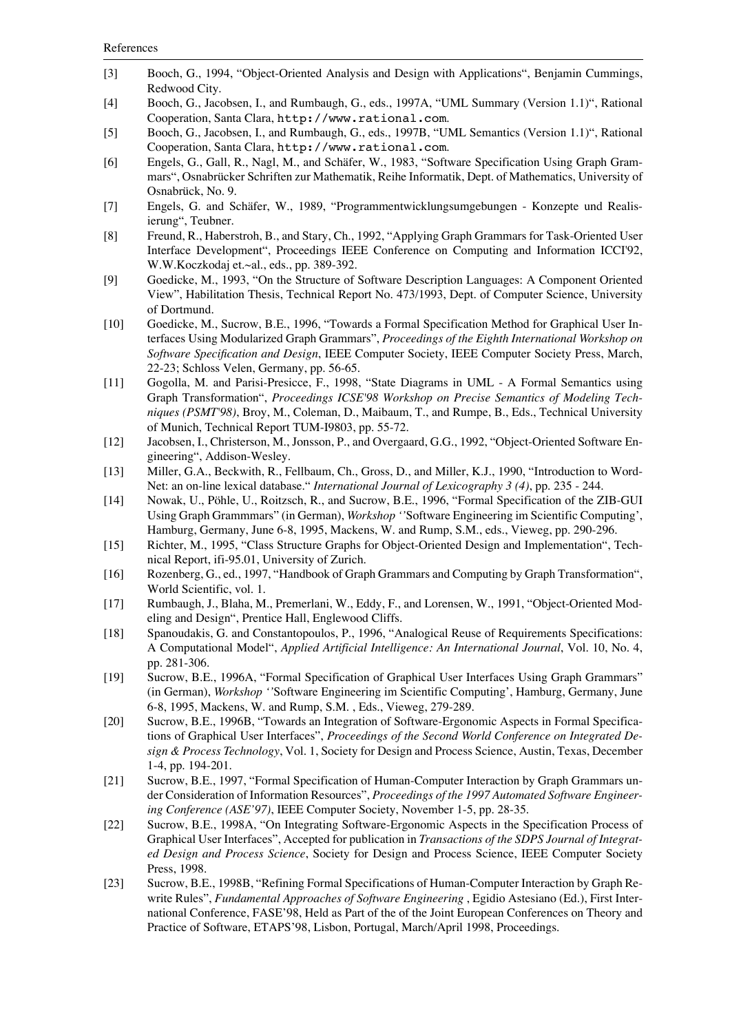- [3] Booch, G., 1994, “Object-Oriented Analysis and Design with Applications“, Benjamin Cummings, Redwood City.
- [4] Booch, G., Jacobsen, I., and Rumbaugh, G., eds., 1997A, “UML Summary (Version 1.1)“, Rational Cooperation, Santa Clara, http://www.rational.com.
- [5] Booch, G., Jacobsen, I., and Rumbaugh, G., eds., 1997B, “UML Semantics (Version 1.1)“, Rational Cooperation, Santa Clara, http://www.rational.com.
- [6] Engels, G., Gall, R., Nagl, M., and Schäfer, W., 1983, “Software Specification Using Graph Grammars“, Osnabrücker Schriften zur Mathematik, Reihe Informatik, Dept. of Mathematics, University of Osnabrück, No. 9.
- [7] Engels, G. and Schäfer, W., 1989, “Programmentwicklungsumgebungen - Konzepte und Realisierung“, Teubner.
- [8] Freund, R., Haberstroh, B., and Stary, Ch., 1992, “Applying Graph Grammars for Task-Oriented User Interface Development“, Proceedings IEEE Conference on Computing and Information ICCI'92, W.W.Koczkodaj et.~al., eds., pp. 389-392.
- [9] Goedicke, M., 1993, “On the Structure of Software Description Languages: A Component Oriented View”, Habilitation Thesis, Technical Report No. 473/1993, Dept. of Computer Science, University of Dortmund.
- [10] Goedicke, M., Sucrow, B.E., 1996, “Towards a Formal Specification Method for Graphical User Interfaces Using Modularized Graph Grammars”, *Proceedings of the Eighth International Workshop on Software Specification and Design*, IEEE Computer Society, IEEE Computer Society Press, March, 22-23; Schloss Velen, Germany, pp. 56-65.
- [11] Gogolla, M. and Parisi-Presicce, F., 1998, “State Diagrams in UML - A Formal Semantics using Graph Transformation“, *Proceedings ICSE'98 Workshop on Precise Semantics of Modeling Techniques (PSMT'98)*, Broy, M., Coleman, D., Maibaum, T., and Rumpe, B., Eds., Technical University of Munich, Technical Report TUM-I9803, pp. 55-72.
- [12] Jacobsen, I., Christerson, M., Jonsson, P., and Overgaard, G.G., 1992, “Object-Oriented Software Engineering“, Addison-Wesley.
- [13] Miller, G.A., Beckwith, R., Fellbaum, Ch., Gross, D., and Miller, K.J., 1990, “Introduction to WordNet: an on-line lexical database.“ *International Journal of Lexicography 3 (4)*, pp. 235 - 244.
- [14] Nowak, U., Pöhle, U., Roitzsch, R., and Sucrow, B.E., 1996, “Formal Specification of the ZIB-GUI Using Graph Grammmars” (in German), *Workshop ‘’*Software Engineering im Scientific Computing’, Hamburg, Germany, June 6-8, 1995, Mackens, W. and Rump, S.M., eds., Vieweg, pp. 290-296.
- [15] Richter, M., 1995, “Class Structure Graphs for Object-Oriented Design and Implementation“, Technical Report, ifi-95.01, University of Zurich.
- [16] Rozenberg, G., ed., 1997, “Handbook of Graph Grammars and Computing by Graph Transformation“, World Scientific, vol. 1.
- [17] Rumbaugh, J., Blaha, M., Premerlani, W., Eddy, F., and Lorensen, W., 1991, “Object-Oriented Modeling and Design“, Prentice Hall, Englewood Cliffs.
- [18] Spanoudakis, G. and Constantopoulos, P., 1996, “Analogical Reuse of Requirements Specifications: A Computational Model“, *Applied Artificial Intelligence: An International Journal*, Vol. 10, No. 4, pp. 281-306.
- [19] Sucrow, B.E., 1996A, “Formal Specification of Graphical User Interfaces Using Graph Grammars” (in German), *Workshop ‘’*Software Engineering im Scientific Computing’, Hamburg, Germany, June 6-8, 1995, Mackens, W. and Rump, S.M. , Eds., Vieweg, 279-289.
- [20] Sucrow, B.E., 1996B, “Towards an Integration of Software-Ergonomic Aspects in Formal Specifications of Graphical User Interfaces”, *Proceedings of the Second World Conference on Integrated Design & Process Technology*, Vol. 1, Society for Design and Process Science, Austin, Texas, December 1-4, pp. 194-201.
- [21] Sucrow, B.E., 1997, “Formal Specification of Human-Computer Interaction by Graph Grammars under Consideration of Information Resources”, *Proceedings of the 1997 Automated Software Engineering Conference (ASE’97)*, IEEE Computer Society, November 1-5, pp. 28-35.
- [22] Sucrow, B.E., 1998A, “On Integrating Software-Ergonomic Aspects in the Specification Process of Graphical User Interfaces”, Accepted for publication in *Transactions of the SDPS Journal of Integrated Design and Process Science*, Society for Design and Process Science, IEEE Computer Society Press, 1998.
- [23] Sucrow, B.E., 1998B, “Refining Formal Specifications of Human-Computer Interaction by Graph Rewrite Rules”, *Fundamental Approaches of Software Engineering* , Egidio Astesiano (Ed.), First International Conference, FASE’98, Held as Part of the of the Joint European Conferences on Theory and Practice of Software, ETAPS’98, Lisbon, Portugal, March/April 1998, Proceedings.